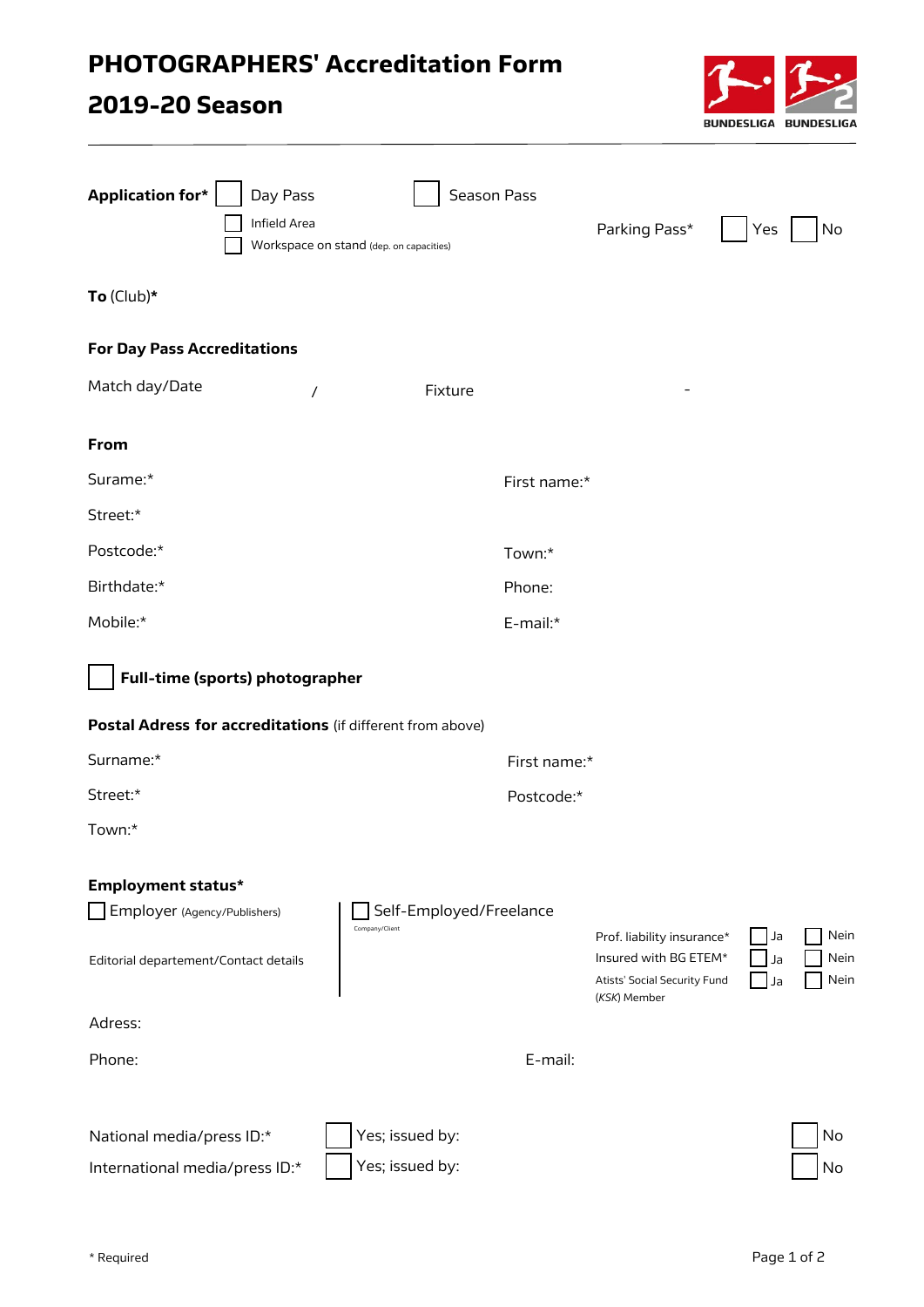# PHOTOGRAPHERS' Accreditation Form

# 2019-20 Season

BUNDESLIGA BUNDESLIGA

**Application for*** ☐ Day Pass ☐ Season Pass

☐ Infield Area

☐ Workspace on stand (dep. on capacities)

Parking Pass* ☐ Yes ☐ No

**To** (Club)*

**For Day Pass Accreditations**

Match day/Date /  Fixture -

**From**

Surame:* First name:*

Street:*

Postcode:* Town:*

Birthdate:* Phone:

Mobile:* E-mail:*

☐ **Full-time (sports) photographer**

**Postal Adress for accreditations** (if different from above)

Surname:* First name:*

Street:* Postcode:*

Town:*

**Employment status***

☐ Employer (Agency/Publishers)

☐ Self-Employed/Freelance

Company/Client

Editorial departement/Contact details

| | | |
|---|---|---|
| Prof. liability insurance* | ☐ Ja | ☐ Nein |
| Insured with BG ETEM* | ☐ Ja | ☐ Nein |
| Atists' Social Security Fund (*KSK*) Member | ☐ Ja | ☐ Nein |

Adress:

Phone: E-mail:

National media/press ID:* ☐ Yes; issued by: ☐ No

International media/press ID:* ☐ Yes; issued by: ☐ No

\* Required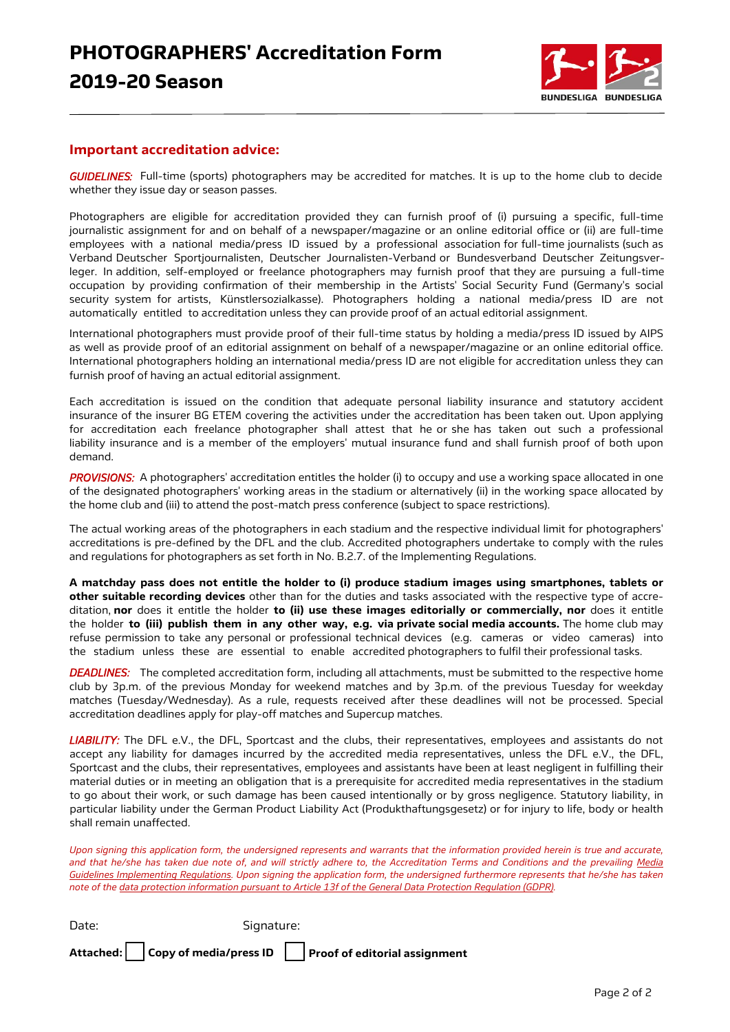# PHOTOGRAPHERS' Accreditation Form 2019-20 Season

BUNDESLIGA BUNDESLIGA

## Important accreditation advice:

***GUIDELINES:*** Full-time (sports) photographers may be accredited for matches. It is up to the home club to decide whether they issue day or season passes.

Photographers are eligible for accreditation provided they can furnish proof of (i) pursuing a specific, full-time journalistic assignment for and on behalf of a newspaper/magazine or an online editorial office or (ii) are full-time employees with a national media/press ID issued by a professional association for full-time journalists (such as Verband Deutscher Sportjournalisten, Deutscher Journalisten-Verband or Bundesverband Deutscher Zeitungsverleger. In addition, self-employed or freelance photographers may furnish proof that they are pursuing a full-time occupation by providing confirmation of their membership in the Artists' Social Security Fund (Germany's social security system for artists, Künstlersozialkasse). Photographers holding a national media/press ID are not automatically entitled to accreditation unless they can provide proof of an actual editorial assignment.

International photographers must provide proof of their full-time status by holding a media/press ID issued by AIPS as well as provide proof of an editorial assignment on behalf of a newspaper/magazine or an online editorial office. International photographers holding an international media/press ID are not eligible for accreditation unless they can furnish proof of having an actual editorial assignment.

Each accreditation is issued on the condition that adequate personal liability insurance and statutory accident insurance of the insurer BG ETEM covering the activities under the accreditation has been taken out. Upon applying for accreditation each freelance photographer shall attest that he or she has taken out such a professional liability insurance and is a member of the employers' mutual insurance fund and shall furnish proof of both upon demand.

***PROVISIONS:*** A photographers' accreditation entitles the holder (i) to occupy and use a working space allocated in one of the designated photographers' working areas in the stadium or alternatively (ii) in the working space allocated by the home club and (iii) to attend the post-match press conference (subject to space restrictions).

The actual working areas of the photographers in each stadium and the respective individual limit for photographers' accreditations is pre-defined by the DFL and the club. Accredited photographers undertake to comply with the rules and regulations for photographers as set forth in No. B.2.7. of the Implementing Regulations.

**A matchday pass does not entitle the holder to (i) produce stadium images using smartphones, tablets or other suitable recording devices** other than for the duties and tasks associated with the respective type of accreditation, **nor** does it entitle the holder **to (ii) use these images editorially or commercially, nor** does it entitle the holder **to (iii) publish them in any other way, e.g. via private social media accounts.** The home club may refuse permission to take any personal or professional technical devices (e.g. cameras or video cameras) into the stadium unless these are essential to enable accredited photographers to fulfil their professional tasks.

***DEADLINES:*** The completed accreditation form, including all attachments, must be submitted to the respective home club by 3p.m. of the previous Monday for weekend matches and by 3p.m. of the previous Tuesday for weekday matches (Tuesday/Wednesday). As a rule, requests received after these deadlines will not be processed. Special accreditation deadlines apply for play-off matches and Supercup matches.

***LIABILITY:*** The DFL e.V., the DFL, Sportcast and the clubs, their representatives, employees and assistants do not accept any liability for damages incurred by the accredited media representatives, unless the DFL e.V., the DFL, Sportcast and the clubs, their representatives, employees and assistants have been at least negligent in fulfilling their material duties or in meeting an obligation that is a prerequisite for accredited media representatives in the stadium to go about their work, or such damage has been caused intentionally or by gross negligence. Statutory liability, in particular liability under the German Product Liability Act (Produkthaftungsgesetz) or for injury to life, body or health shall remain unaffected.

*Upon signing this application form, the undersigned represents and warrants that the information provided herein is true and accurate, and that he/she has taken due note of, and will strictly adhere to, the Accreditation Terms and Conditions and the prevailing Media Guidelines Implementing Regulations. Upon signing the application form, the undersigned furthermore represents that he/she has taken note of the data protection information pursuant to Article 13f of the General Data Protection Regulation (GDPR).*

Date: Signature:

**Attached:** ☐ **Copy of media/press ID** ☐ **Proof of editorial assignment**